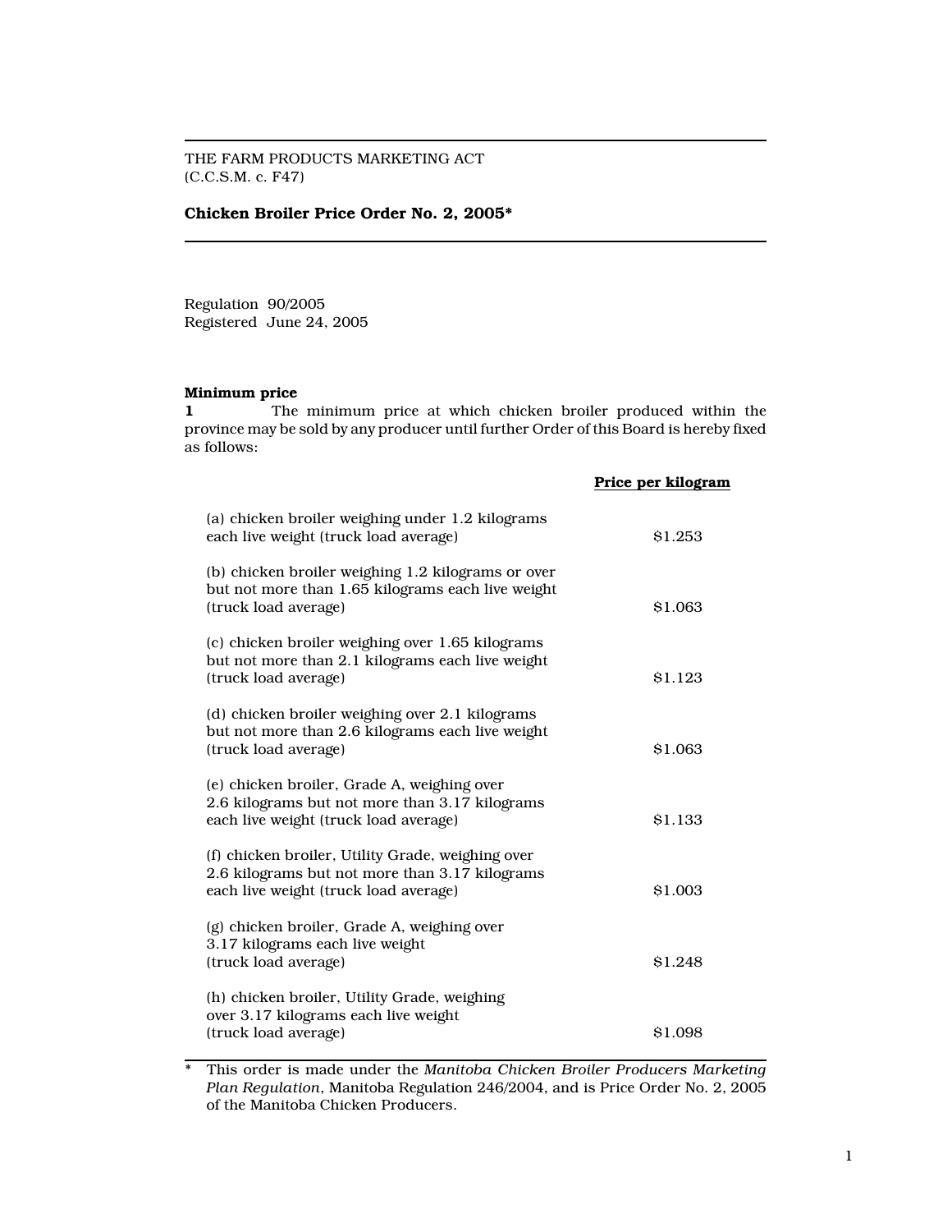THE FARM PRODUCTS MARKETING ACT
(C.C.S.M. c. F47)

# Chicken Broiler Price Order No. 2, 2005*

Regulation 90/2005
Registered June 24, 2005

**Minimum price**

**1** The minimum price at which chicken broiler produced within the province may be sold by any producer until further Order of this Board is hereby fixed as follows:

| | **Price per kilogram** |
|---|---|
| (a) chicken broiler weighing under 1.2 kilograms each live weight (truck load average) | $1.253 |
| (b) chicken broiler weighing 1.2 kilograms or over but not more than 1.65 kilograms each live weight (truck load average) | $1.063 |
| (c) chicken broiler weighing over 1.65 kilograms but not more than 2.1 kilograms each live weight (truck load average) | $1.123 |
| (d) chicken broiler weighing over 2.1 kilograms but not more than 2.6 kilograms each live weight (truck load average) | $1.063 |
| (e) chicken broiler, Grade A, weighing over 2.6 kilograms but not more than 3.17 kilograms each live weight (truck load average) | $1.133 |
| (f) chicken broiler, Utility Grade, weighing over 2.6 kilograms but not more than 3.17 kilograms each live weight (truck load average) | $1.003 |
| (g) chicken broiler, Grade A, weighing over 3.17 kilograms each live weight (truck load average) | $1.248 |
| (h) chicken broiler, Utility Grade, weighing over 3.17 kilograms each live weight (truck load average) | $1.098 |

\* This order is made under the *Manitoba Chicken Broiler Producers Marketing Plan Regulation*, Manitoba Regulation 246/2004, and is Price Order No. 2, 2005 of the Manitoba Chicken Producers.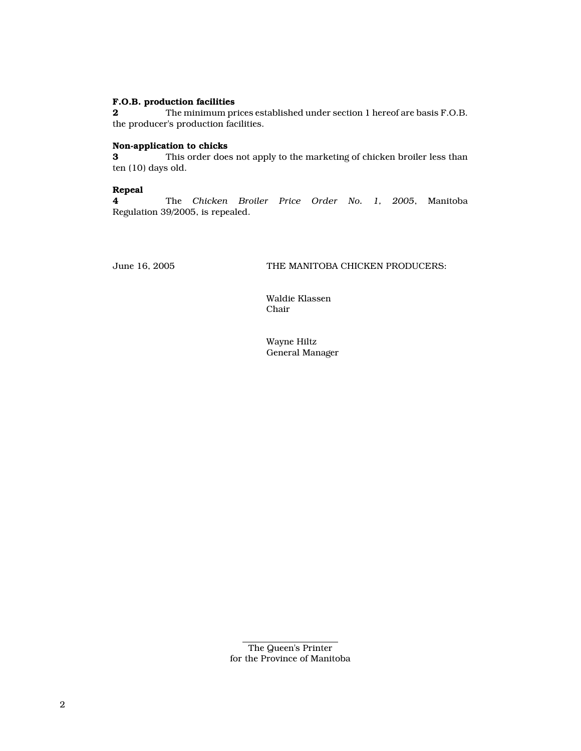**F.O.B. production facilities**

**2** The minimum prices established under section 1 hereof are basis F.O.B. the producer's production facilities.

**Non-application to chicks**

**3** This order does not apply to the marketing of chicken broiler less than ten (10) days old.

**Repeal**

**4** The *Chicken Broiler Price Order No. 1, 2005*, Manitoba Regulation 39/2005, is repealed.

June 16, 2005

THE MANITOBA CHICKEN PRODUCERS:

Waldie Klassen
Chair

Wayne Hiltz
General Manager

The Queen's Printer
for the Province of Manitoba